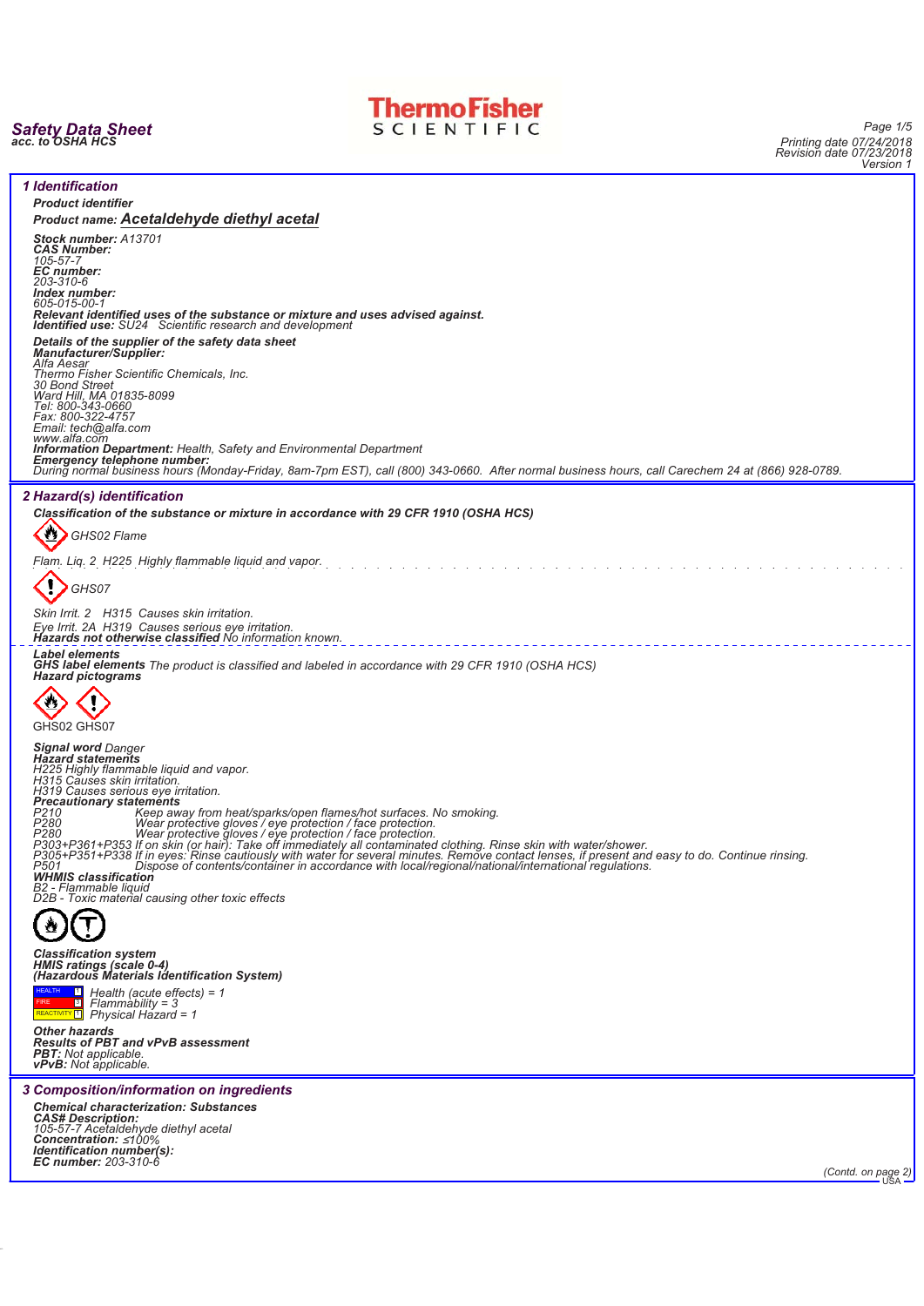**Safety Data Sheet**
**acc. to OSHA HCS**

Printing date 07/24/2018
Revision date 07/23/2018
Version 1

## 1 Identification

**Product identifier**

**Product name: Acetaldehyde diethyl acetal**

**Stock number:** A13701
**CAS Number:**
105-57-7
**EC number:**
203-310-6
**Index number:**
605-015-00-1
**Relevant identified uses of the substance or mixture and uses advised against.**
**Identified use:** SU24 Scientific research and development

**Details of the supplier of the safety data sheet**
**Manufacturer/Supplier:**
Alfa Aesar
Thermo Fisher Scientific Chemicals, Inc.
30 Bond Street
Ward Hill, MA 01835-8099
Tel: 800-343-0660
Fax: 800-322-4757
Email: tech@alfa.com
www.alfa.com
**Information Department:** Health, Safety and Environmental Department
**Emergency telephone number:**
During normal business hours (Monday-Friday, 8am-7pm EST), call (800) 343-0660. After normal business hours, call Carechem 24 at (866) 928-0789.

## 2 Hazard(s) identification

**Classification of the substance or mixture in accordance with 29 CFR 1910 (OSHA HCS)**

GHS02 Flame

Flam. Liq. 2 H225 Highly flammable liquid and vapor.

GHS07

Skin Irrit. 2 H315 Causes skin irritation.
Eye Irrit. 2A H319 Causes serious eye irritation.
**Hazards not otherwise classified** No information known.

**Label elements**
**GHS label elements** The product is classified and labeled in accordance with 29 CFR 1910 (OSHA HCS)
**Hazard pictograms**

GHS02 GHS07

**Signal word** Danger
**Hazard statements**
H225 Highly flammable liquid and vapor.
H315 Causes skin irritation.
H319 Causes serious eye irritation.
**Precautionary statements**
P210 Keep away from heat/sparks/open flames/hot surfaces. No smoking.
P280 Wear protective gloves / eye protection / face protection.
P280 Wear protective gloves / eye protection / face protection.
P303+P361+P353 If on skin (or hair): Take off immediately all contaminated clothing. Rinse skin with water/shower.
P305+P351+P338 If in eyes: Rinse cautiously with water for several minutes. Remove contact lenses, if present and easy to do. Continue rinsing.
P501 Dispose of contents/container in accordance with local/regional/national/international regulations.
**WHMIS classification**
B2 - Flammable liquid
D2B - Toxic material causing other toxic effects

**Classification system**
**HMIS ratings (scale 0-4)**
**(Hazardous Materials Identification System)**

| | | |
|---|---|---|
| HEALTH | 1 | Health (acute effects) = 1 |
| FIRE | 3 | Flammability = 3 |
| REACTIVITY | 1 | Physical Hazard = 1 |

**Other hazards**
**Results of PBT and vPvB assessment**
**PBT:** Not applicable.
**vPvB:** Not applicable.

## 3 Composition/information on ingredients

**Chemical characterization: Substances**
**CAS# Description:**
105-57-7 Acetaldehyde diethyl acetal
**Concentration:** ≤100%
**Identification number(s):**
**EC number:** 203-310-6

(Contd. on page 2)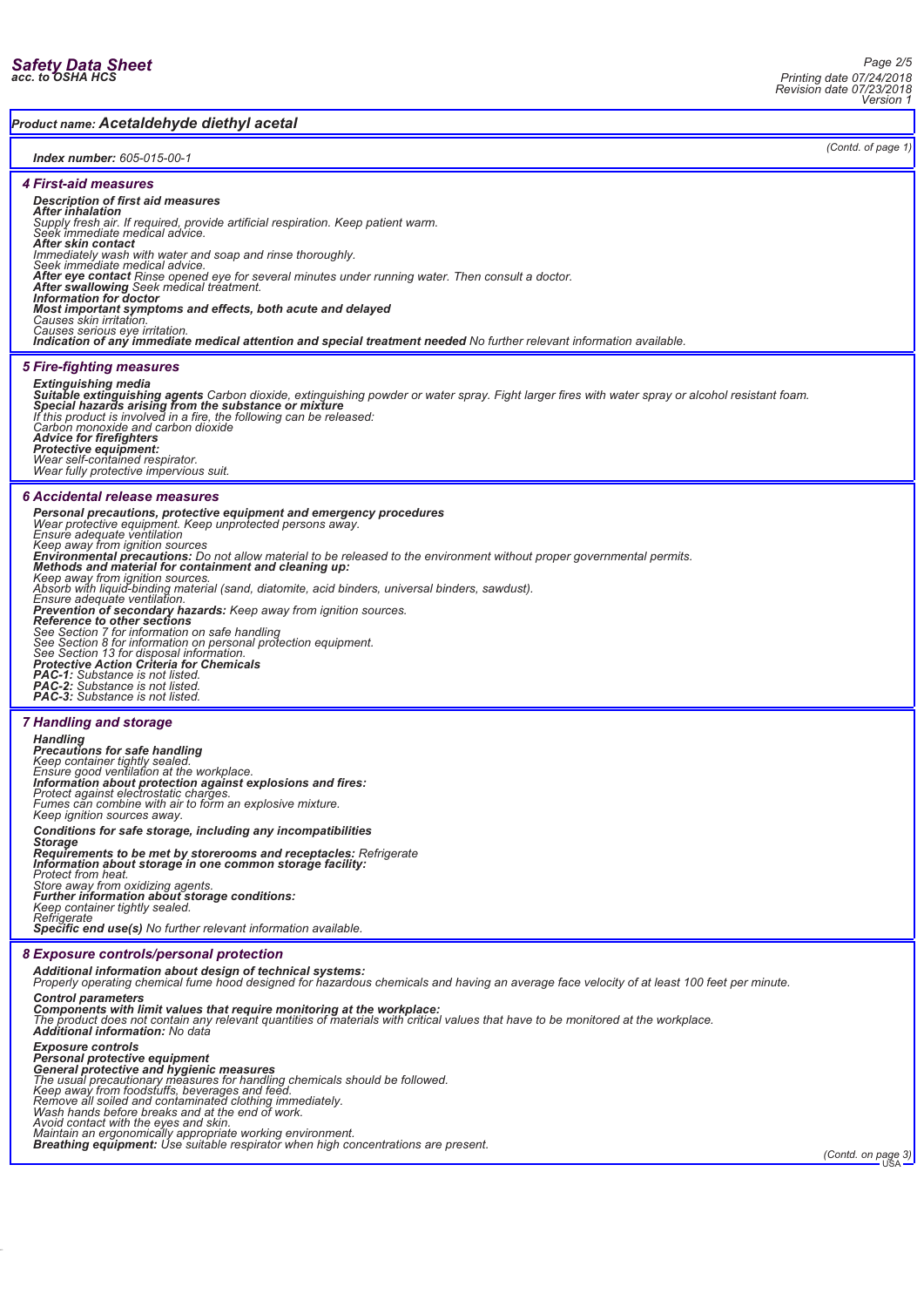**Product name: Acetaldehyde diethyl acetal**

(Contd. of page 1)

**Index number:** 605-015-00-1

## 4 First-aid measures

**Description of first aid measures**
**After inhalation**
Supply fresh air. If required, provide artificial respiration. Keep patient warm.
Seek immediate medical advice.
**After skin contact**
Immediately wash with water and soap and rinse thoroughly.
Seek immediate medical advice.
**After eye contact** Rinse opened eye for several minutes under running water. Then consult a doctor.
**After swallowing** Seek medical treatment.
**Information for doctor**
**Most important symptoms and effects, both acute and delayed**
Causes skin irritation.
Causes serious eye irritation.
**Indication of any immediate medical attention and special treatment needed** No further relevant information available.

## 5 Fire-fighting measures

**Extinguishing media**
**Suitable extinguishing agents** Carbon dioxide, extinguishing powder or water spray. Fight larger fires with water spray or alcohol resistant foam.
**Special hazards arising from the substance or mixture**
If this product is involved in a fire, the following can be released:
Carbon monoxide and carbon dioxide
**Advice for firefighters**
**Protective equipment:**
Wear self-contained respirator.
Wear fully protective impervious suit.

## 6 Accidental release measures

**Personal precautions, protective equipment and emergency procedures**
Wear protective equipment. Keep unprotected persons away.
Ensure adequate ventilation
Keep away from ignition sources
**Environmental precautions:** Do not allow material to be released to the environment without proper governmental permits.
**Methods and material for containment and cleaning up:**
Keep away from ignition sources.
Absorb with liquid-binding material (sand, diatomite, acid binders, universal binders, sawdust).
Ensure adequate ventilation.
**Prevention of secondary hazards:** Keep away from ignition sources.
**Reference to other sections**
See Section 7 for information on safe handling
See Section 8 for information on personal protection equipment.
See Section 13 for disposal information.
**Protective Action Criteria for Chemicals**
**PAC-1:** Substance is not listed.
**PAC-2:** Substance is not listed.
**PAC-3:** Substance is not listed.

## 7 Handling and storage

**Handling**
**Precautions for safe handling**
Keep container tightly sealed.
Ensure good ventilation at the workplace.
**Information about protection against explosions and fires:**
Protect against electrostatic charges.
Fumes can combine with air to form an explosive mixture.
Keep ignition sources away.

**Conditions for safe storage, including any incompatibilities**
**Storage**
**Requirements to be met by storerooms and receptacles:** Refrigerate
**Information about storage in one common storage facility:**
Protect from heat.
Store away from oxidizing agents.
**Further information about storage conditions:**
Keep container tightly sealed.
Refrigerate
**Specific end use(s)** No further relevant information available.

## 8 Exposure controls/personal protection

**Additional information about design of technical systems:**
Properly operating chemical fume hood designed for hazardous chemicals and having an average face velocity of at least 100 feet per minute.

**Control parameters**
**Components with limit values that require monitoring at the workplace:**
The product does not contain any relevant quantities of materials with critical values that have to be monitored at the workplace.
**Additional information:** No data

**Exposure controls**
**Personal protective equipment**
**General protective and hygienic measures**
The usual precautionary measures for handling chemicals should be followed.
Keep away from foodstuffs, beverages and feed.
Remove all soiled and contaminated clothing immediately.
Wash hands before breaks and at the end of work.
Avoid contact with the eyes and skin.
Maintain an ergonomically appropriate working environment.
**Breathing equipment:** Use suitable respirator when high concentrations are present.

(Contd. on page 3)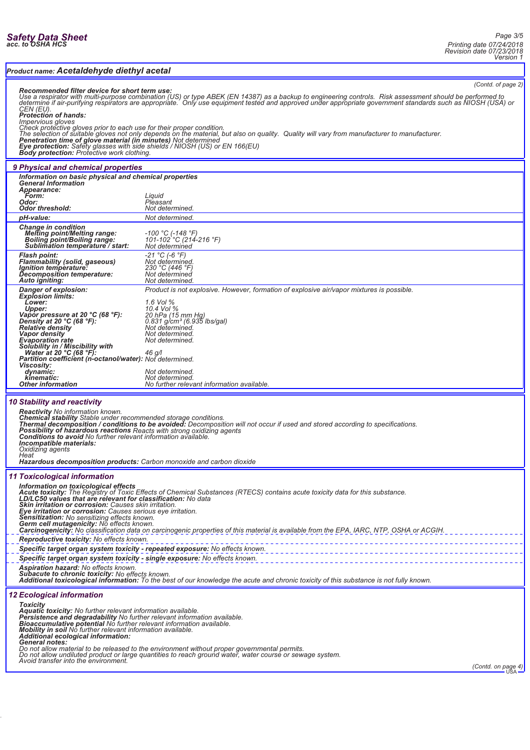**Product name: Acetaldehyde diethyl acetal**

(Contd. of page 2)

**Recommended filter device for short term use:**
Use a respirator with multi-purpose combination (US) or type ABEK (EN 14387) as a backup to engineering controls. Risk assessment should be performed to determine if air-purifying respirators are appropriate. Only use equipment tested and approved under appropriate government standards such as NIOSH (USA) or CEN (EU).

**Protection of hands:**
Impervious gloves
Check protective gloves prior to each use for their proper condition.
The selection of suitable gloves not only depends on the material, but also on quality. Quality will vary from manufacturer to manufacturer.
**Penetration time of glove material (in minutes)** Not determined
**Eye protection:** Safety glasses with side shields / NIOSH (US) or EN 166(EU)
**Body protection:** Protective work clothing.

## 9 Physical and chemical properties

**Information on basic physical and chemical properties**
**General Information**

| | |
|---|---|
| **Appearance:** | |
| **Form:** | Liquid |
| **Odor:** | Pleasant |
| **Odor threshold:** | Not determined. |
| **pH-value:** | Not determined. |
| **Change in condition** | |
| **Melting point/Melting range:** | -100 °C (-148 °F) |
| **Boiling point/Boiling range:** | 101-102 °C (214-216 °F) |
| **Sublimation temperature / start:** | Not determined |
| **Flash point:** | -21 °C (-6 °F) |
| **Flammability (solid, gaseous)** | Not determined. |
| **Ignition temperature:** | 230 °C (446 °F) |
| **Decomposition temperature:** | Not determined |
| **Auto igniting:** | Not determined. |
| **Danger of explosion:** | Product is not explosive. However, formation of explosive air/vapor mixtures is possible. |
| **Explosion limits:** | |
| **Lower:** | 1.6 Vol % |
| **Upper:** | 10.4 Vol % |
| **Vapor pressure at 20 °C (68 °F):** | 20 hPa (15 mm Hg) |
| **Density at 20 °C (68 °F):** | 0.831 g/cm³ (6.935 lbs/gal) |
| **Relative density** | Not determined. |
| **Vapor density** | Not determined. |
| **Evaporation rate** | Not determined. |
| **Solubility in / Miscibility with** | |
| **Water at 20 °C (68 °F):** | 46 g/l |
| **Partition coefficient (n-octanol/water):** | Not determined. |
| **Viscosity:** | |
| **dynamic:** | Not determined. |
| **kinematic:** | Not determined. |
| **Other information** | No further relevant information available. |

## 10 Stability and reactivity

**Reactivity** No information known.
**Chemical stability** Stable under recommended storage conditions.
**Thermal decomposition / conditions to be avoided:** Decomposition will not occur if used and stored according to specifications.
**Possibility of hazardous reactions** Reacts with strong oxidizing agents
**Conditions to avoid** No further relevant information available.
**Incompatible materials:**
Oxidizing agents
Heat
**Hazardous decomposition products:** Carbon monoxide and carbon dioxide

## 11 Toxicological information

**Information on toxicological effects**
**Acute toxicity:** The Registry of Toxic Effects of Chemical Substances (RTECS) contains acute toxicity data for this substance.
**LD/LC50 values that are relevant for classification:** No data
**Skin irritation or corrosion:** Causes skin irritation.
**Eye irritation or corrosion:** Causes serious eye irritation.
**Sensitization:** No sensitizing effects known.
**Germ cell mutagenicity:** No effects known.
**Carcinogenicity:** No classification data on carcinogenic properties of this material is available from the EPA, IARC, NTP, OSHA or ACGIH.
**Reproductive toxicity:** No effects known.
**Specific target organ system toxicity - repeated exposure:** No effects known.
**Specific target organ system toxicity - single exposure:** No effects known.
**Aspiration hazard:** No effects known.
**Subacute to chronic toxicity:** No effects known.
**Additional toxicological information:** To the best of our knowledge the acute and chronic toxicity of this substance is not fully known.

## 12 Ecological information

**Toxicity**
**Aquatic toxicity:** No further relevant information available.
**Persistence and degradability** No further relevant information available.
**Bioaccumulative potential** No further relevant information available.
**Mobility in soil** No further relevant information available.
**Additional ecological information:**
**General notes:**
Do not allow material to be released to the environment without proper governmental permits.
Do not allow undiluted product or large quantities to reach ground water, water course or sewage system.
Avoid transfer into the environment.

(Contd. on page 4)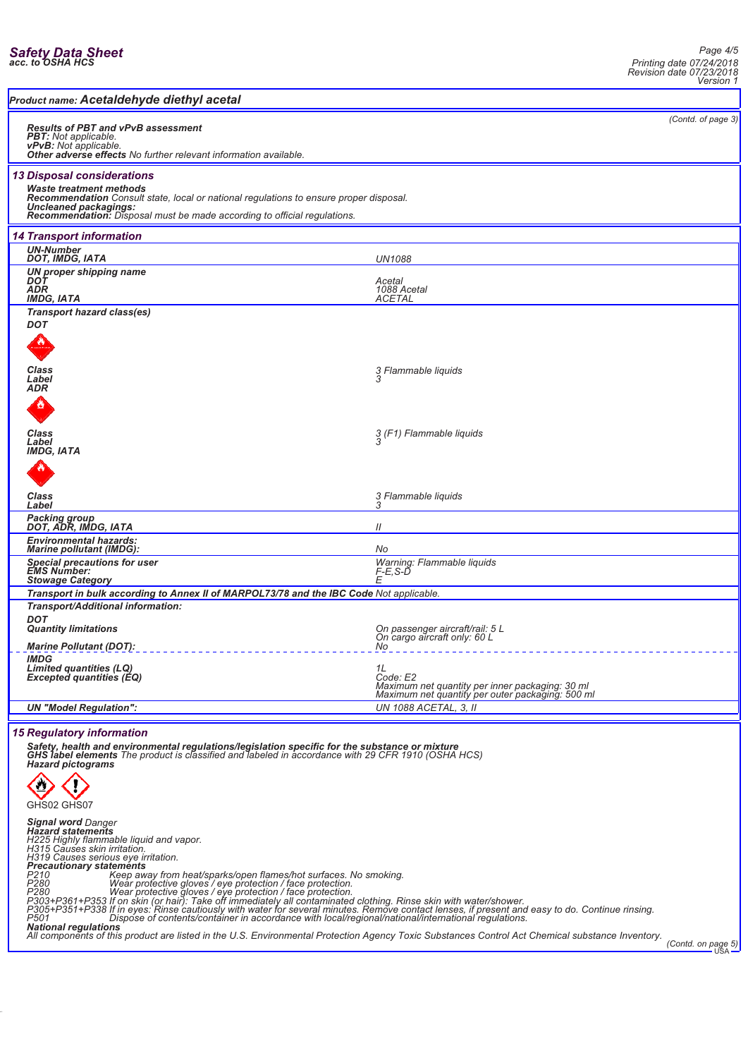## Product name: Acetaldehyde diethyl acetal

(Contd. of page 3)

**Results of PBT and vPvB assessment**
**PBT:** Not applicable.
**vPvB:** Not applicable.
**Other adverse effects** No further relevant information available.

## 13 Disposal considerations

**Waste treatment methods**
**Recommendation** Consult state, local or national regulations to ensure proper disposal.
**Uncleaned packagings:**
**Recommendation:** Disposal must be made according to official regulations.

## 14 Transport information

| | |
|---|---|
| **UN-Number** | |
| **DOT, IMDG, IATA** | UN1088 |
| **UN proper shipping name** | |
| **DOT** | Acetal |
| **ADR** | 1088 Acetal |
| **IMDG, IATA** | ACETAL |
| **Transport hazard class(es)** | |
| **DOT** | |
| **Class** | 3 Flammable liquids |
| **Label** | 3 |
| **ADR** | |
| **Class** | 3 (F1) Flammable liquids |
| **Label** | 3 |
| **IMDG, IATA** | |
| **Class** | 3 Flammable liquids |
| **Label** | 3 |
| **Packing group** | |
| **DOT, ADR, IMDG, IATA** | II |
| **Environmental hazards:** | |
| **Marine pollutant (IMDG):** | No |
| **Special precautions for user** | Warning: Flammable liquids |
| **EMS Number:** | F-E,S-D |
| **Stowage Category** | E |

**Transport in bulk according to Annex II of MARPOL73/78 and the IBC Code** Not applicable.

**Transport/Additional information:**

| | |
|---|---|
| **DOT** | |
| **Quantity limitations** | On passenger aircraft/rail: 5 L<br>On cargo aircraft only: 60 L |
| **Marine Pollutant (DOT):** | No |
| **IMDG** | |
| **Limited quantities (LQ)** | 1L |
| **Excepted quantities (EQ)** | Code: E2<br>Maximum net quantity per inner packaging: 30 ml<br>Maximum net quantity per outer packaging: 500 ml |
| **UN "Model Regulation":** | UN 1088 ACETAL, 3, II |

## 15 Regulatory information

**Safety, health and environmental regulations/legislation specific for the substance or mixture**
**GHS label elements** The product is classified and labeled in accordance with 29 CFR 1910 (OSHA HCS)
**Hazard pictograms**

GHS02 GHS07

**Signal word** Danger
**Hazard statements**
H225 Highly flammable liquid and vapor.
H315 Causes skin irritation.
H319 Causes serious eye irritation.
**Precautionary statements**
P210 Keep away from heat/sparks/open flames/hot surfaces. No smoking.
P280 Wear protective gloves / eye protection / face protection.
P280 Wear protective gloves / eye protection / face protection.
P303+P361+P353 If on skin (or hair): Take off immediately all contaminated clothing. Rinse skin with water/shower.
P305+P351+P338 If in eyes: Rinse cautiously with water for several minutes. Remove contact lenses, if present and easy to do. Continue rinsing.
P501 Dispose of contents/container in accordance with local/regional/national/international regulations.
**National regulations**
All components of this product are listed in the U.S. Environmental Protection Agency Toxic Substances Control Act Chemical substance Inventory.

(Contd. on page 5)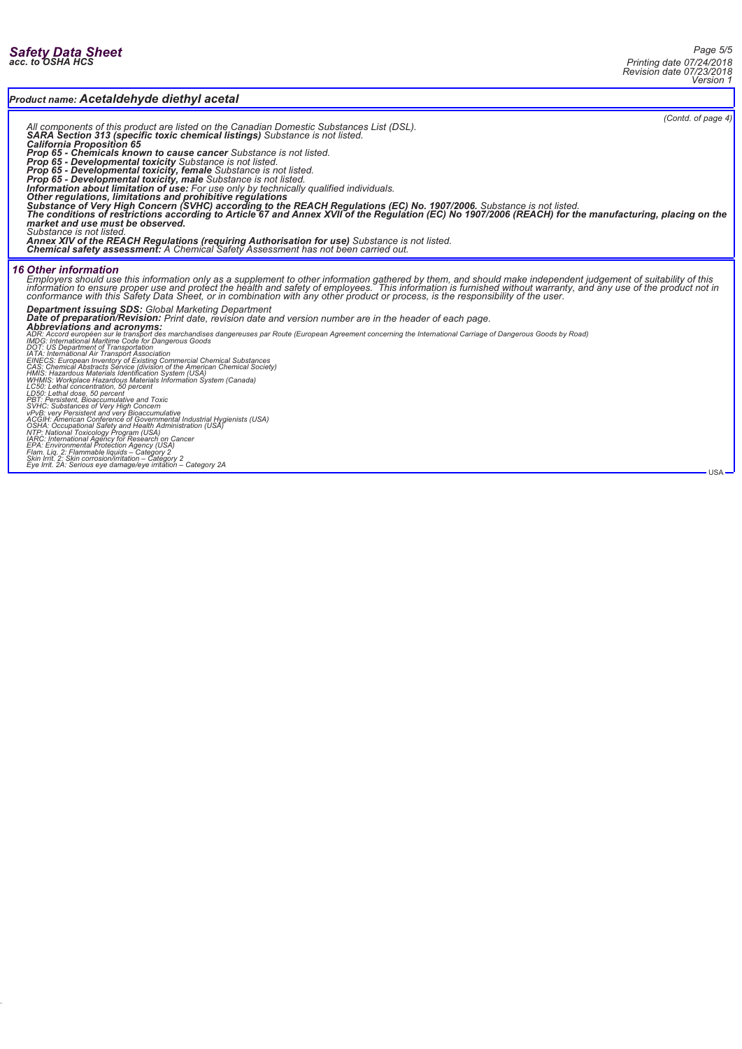**Product name: Acetaldehyde diethyl acetal**

(Contd. of page 4)

All components of this product are listed on the Canadian Domestic Substances List (DSL).

**SARA Section 313 (specific toxic chemical listings)** Substance is not listed.

**California Proposition 65**

**Prop 65 - Chemicals known to cause cancer** Substance is not listed.

**Prop 65 - Developmental toxicity** Substance is not listed.

**Prop 65 - Developmental toxicity, female** Substance is not listed.

**Prop 65 - Developmental toxicity, male** Substance is not listed.

**Information about limitation of use:** For use only by technically qualified individuals.

**Other regulations, limitations and prohibitive regulations**

**Substance of Very High Concern (SVHC) according to the REACH Regulations (EC) No. 1907/2006.** Substance is not listed.

**The conditions of restrictions according to Article 67 and Annex XVII of the Regulation (EC) No 1907/2006 (REACH) for the manufacturing, placing on the market and use must be observed.**

Substance is not listed.

**Annex XIV of the REACH Regulations (requiring Authorisation for use)** Substance is not listed.

**Chemical safety assessment:** A Chemical Safety Assessment has not been carried out.

## 16 Other information

Employers should use this information only as a supplement to other information gathered by them, and should make independent judgement of suitability of this information to ensure proper use and protect the health and safety of employees. This information is furnished without warranty, and any use of the product not in conformance with this Safety Data Sheet, or in combination with any other product or process, is the responsibility of the user.

**Department issuing SDS:** Global Marketing Department

**Date of preparation/Revision:** Print date, revision date and version number are in the header of each page.

**Abbreviations and acronyms:**

ADR: Accord européen sur le transport des marchandises dangereuses par Route (European Agreement concerning the International Carriage of Dangerous Goods by Road)
IMDG: International Maritime Code for Dangerous Goods
DOT: US Department of Transportation
IATA: International Air Transport Association
EINECS: European Inventory of Existing Commercial Chemical Substances
CAS: Chemical Abstracts Service (division of the American Chemical Society)
HMIS: Hazardous Materials Identification System (USA)
WHMIS: Workplace Hazardous Materials Information System (Canada)
LC50: Lethal concentration, 50 percent
LD50: Lethal dose, 50 percent
PBT: Persistent, Bioaccumulative and Toxic
SVHC: Substances of Very High Concern
vPvB: very Persistent and very Bioaccumulative
ACGIH: American Conference of Governmental Industrial Hygienists (USA)
OSHA: Occupational Safety and Health Administration (USA)
NTP: National Toxicology Program (USA)
IARC: International Agency for Research on Cancer
EPA: Environmental Protection Agency (USA)
Flam. Liq. 2: Flammable liquids – Category 2
Skin Irrit. 2: Skin corrosion/irritation – Category 2
Eye Irrit. 2A: Serious eye damage/eye irritation – Category 2A